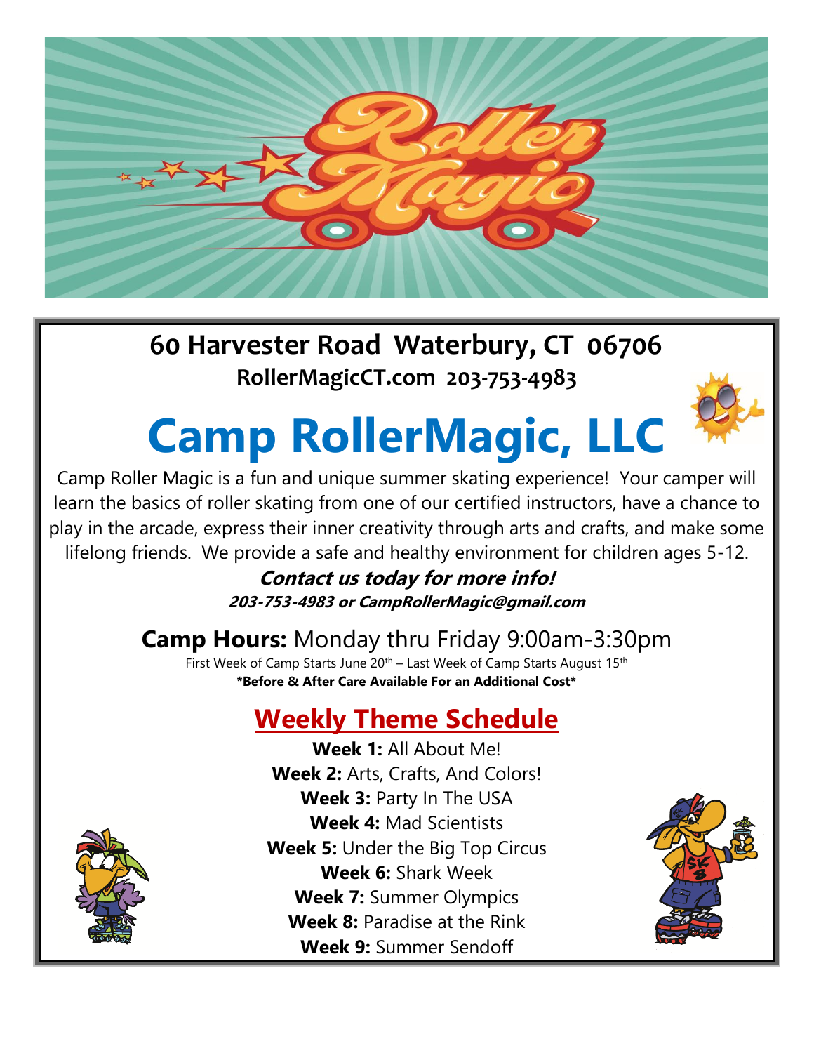Roller Magic

**60 Harvester Road Waterbury, CT 06706**

**RollerMagicCT.com 203-753-4983**

# Camp RollerMagic, LLC

Camp Roller Magic is a fun and unique summer skating experience! Your camper will learn the basics of roller skating from one of our certified instructors, have a chance to play in the arcade, express their inner creativity through arts and crafts, and make some lifelong friends. We provide a safe and healthy environment for children ages 5-12.

***Contact us today for more info!***

***203-753-4983 or CampRollerMagic@gmail.com***

**Camp Hours:** Monday thru Friday 9:00am-3:30pm

First Week of Camp Starts June 20th – Last Week of Camp Starts August 15th

**\*Before & After Care Available For an Additional Cost\***

## Weekly Theme Schedule

**Week 1:** All About Me!
**Week 2:** Arts, Crafts, And Colors!
**Week 3:** Party In The USA
**Week 4:** Mad Scientists
**Week 5:** Under the Big Top Circus
**Week 6:** Shark Week
**Week 7:** Summer Olympics
**Week 8:** Paradise at the Rink
**Week 9:** Summer Sendoff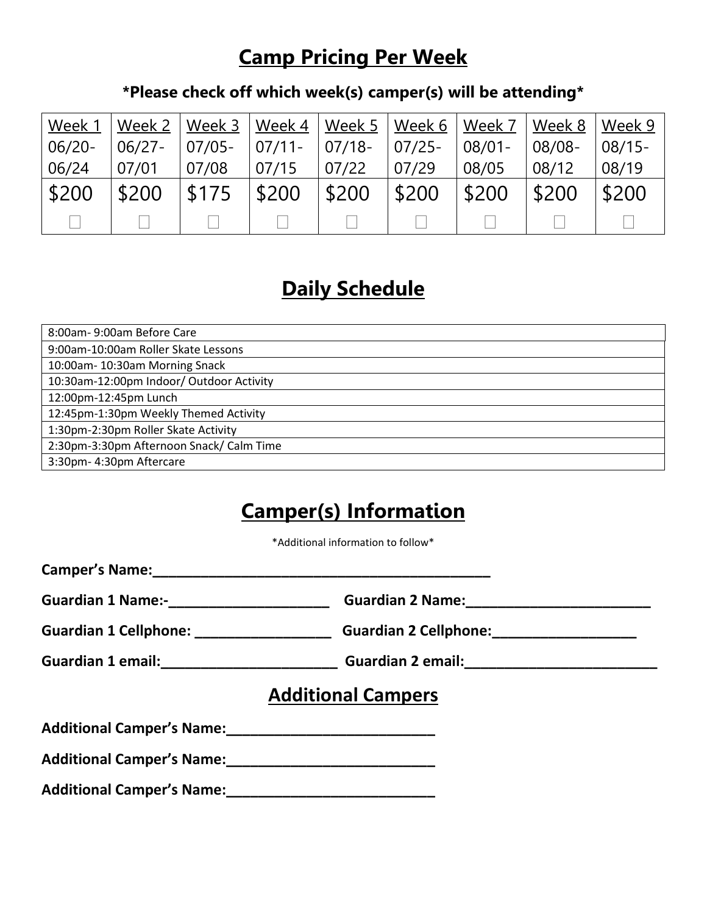# Camp Pricing Per Week

**\*Please check off which week(s) camper(s) will be attending\***

| Week 1 06/20-06/24 | Week 2 06/27-07/01 | Week 3 07/05-07/08 | Week 4 07/11-07/15 | Week 5 07/18-07/22 | Week 6 07/25-07/29 | Week 7 08/01-08/05 | Week 8 08/08-08/12 | Week 9 08/15-08/19 |
|---|---|---|---|---|---|---|---|---|
| $200 ☐ | $200 ☐ | $175 ☐ | $200 ☐ | $200 ☐ | $200 ☐ | $200 ☐ | $200 ☐ | $200 ☐ |

# Daily Schedule

| |
|---|
| 8:00am- 9:00am Before Care |
| 9:00am-10:00am Roller Skate Lessons |
| 10:00am- 10:30am Morning Snack |
| 10:30am-12:00pm Indoor/ Outdoor Activity |
| 12:00pm-12:45pm Lunch |
| 12:45pm-1:30pm Weekly Themed Activity |
| 1:30pm-2:30pm Roller Skate Activity |
| 2:30pm-3:30pm Afternoon Snack/ Calm Time |
| 3:30pm- 4:30pm Aftercare |

# Camper(s) Information

\*Additional information to follow\*

**Camper's Name:**_____________________________________________

**Guardian 1 Name:-**_____________________ **Guardian 2 Name:**________________________

**Guardian 1 Cellphone:** _________________ **Guardian 2 Cellphone:**__________________

**Guardian 1 email:**_______________________ **Guardian 2 email:**_________________________

## Additional Campers

**Additional Camper's Name:**___________________________

**Additional Camper's Name:**___________________________

**Additional Camper's Name:**___________________________